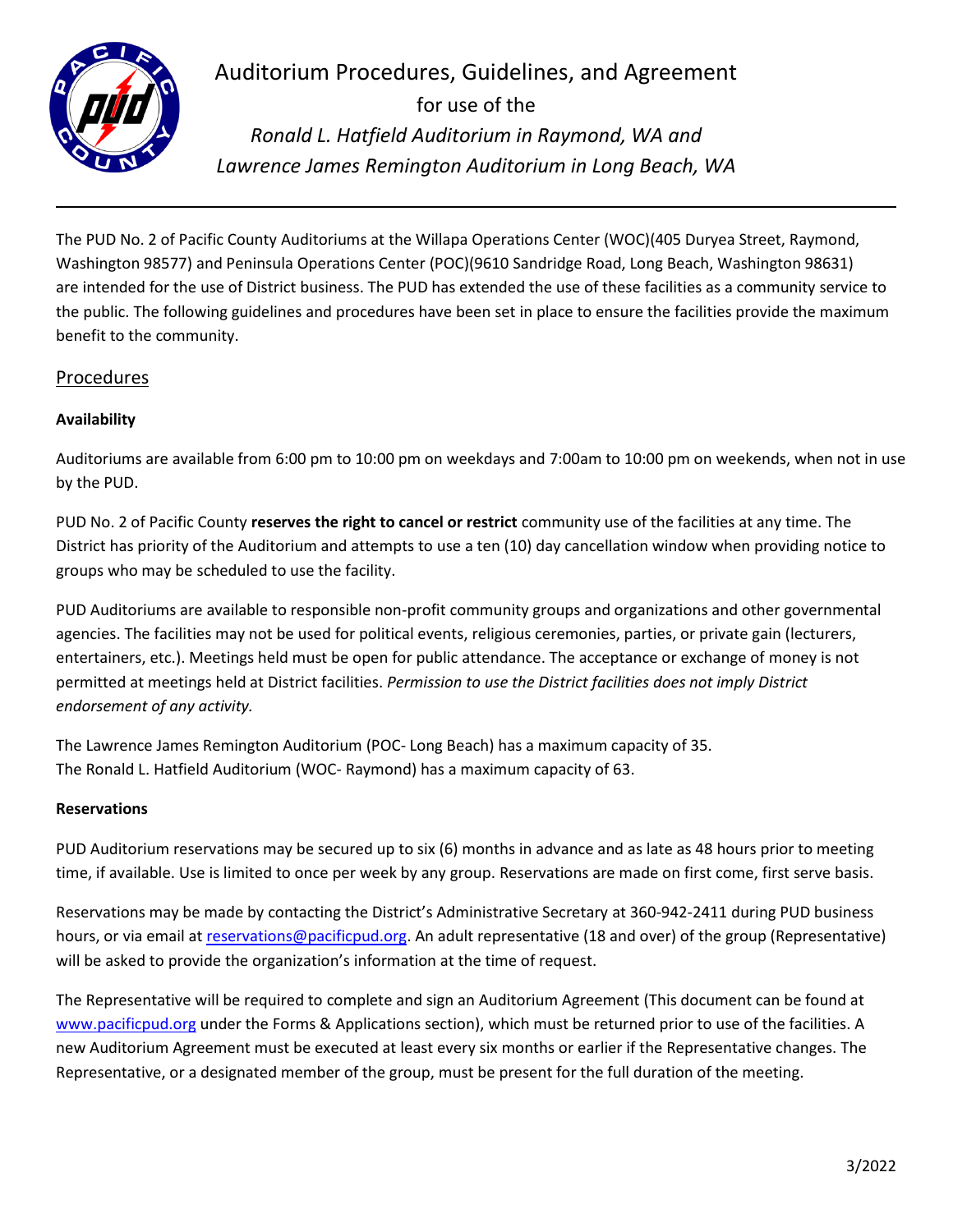# Auditorium Procedures, Guidelines, and Agreement

for use of the

*Ronald L. Hatfield Auditorium in Raymond, WA and*

*Lawrence James Remington Auditorium in Long Beach, WA*

---

The PUD No. 2 of Pacific County Auditoriums at the Willapa Operations Center (WOC)(405 Duryea Street, Raymond, Washington 98577) and Peninsula Operations Center (POC)(9610 Sandridge Road, Long Beach, Washington 98631) are intended for the use of District business. The PUD has extended the use of these facilities as a community service to the public. The following guidelines and procedures have been set in place to ensure the facilities provide the maximum benefit to the community.

## Procedures

### Availability

Auditoriums are available from 6:00 pm to 10:00 pm on weekdays and 7:00am to 10:00 pm on weekends, when not in use by the PUD.

PUD No. 2 of Pacific County **reserves the right to cancel or restrict** community use of the facilities at any time. The District has priority of the Auditorium and attempts to use a ten (10) day cancellation window when providing notice to groups who may be scheduled to use the facility.

PUD Auditoriums are available to responsible non-profit community groups and organizations and other governmental agencies. The facilities may not be used for political events, religious ceremonies, parties, or private gain (lecturers, entertainers, etc.). Meetings held must be open for public attendance. The acceptance or exchange of money is not permitted at meetings held at District facilities. *Permission to use the District facilities does not imply District endorsement of any activity.*

The Lawrence James Remington Auditorium (POC- Long Beach) has a maximum capacity of 35.
The Ronald L. Hatfield Auditorium (WOC- Raymond) has a maximum capacity of 63.

### Reservations

PUD Auditorium reservations may be secured up to six (6) months in advance and as late as 48 hours prior to meeting time, if available. Use is limited to once per week by any group. Reservations are made on first come, first serve basis.

Reservations may be made by contacting the District's Administrative Secretary at 360-942-2411 during PUD business hours, or via email at reservations@pacificpud.org. An adult representative (18 and over) of the group (Representative) will be asked to provide the organization's information at the time of request.

The Representative will be required to complete and sign an Auditorium Agreement (This document can be found at www.pacificpud.org under the Forms & Applications section), which must be returned prior to use of the facilities. A new Auditorium Agreement must be executed at least every six months or earlier if the Representative changes. The Representative, or a designated member of the group, must be present for the full duration of the meeting.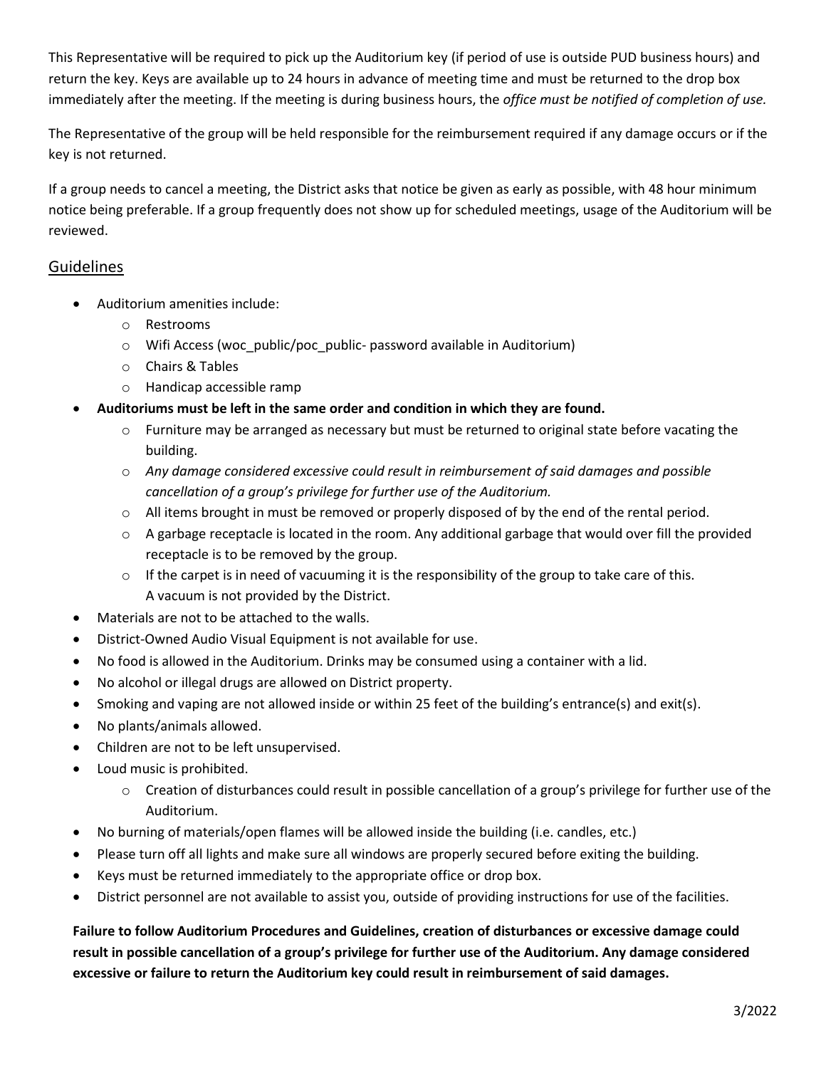This Representative will be required to pick up the Auditorium key (if period of use is outside PUD business hours) and return the key. Keys are available up to 24 hours in advance of meeting time and must be returned to the drop box immediately after the meeting. If the meeting is during business hours, the *office must be notified of completion of use.*

The Representative of the group will be held responsible for the reimbursement required if any damage occurs or if the key is not returned.

If a group needs to cancel a meeting, the District asks that notice be given as early as possible, with 48 hour minimum notice being preferable. If a group frequently does not show up for scheduled meetings, usage of the Auditorium will be reviewed.

## Guidelines

- Auditorium amenities include:
  - Restrooms
  - Wifi Access (woc_public/poc_public- password available in Auditorium)
  - Chairs & Tables
  - Handicap accessible ramp
- **Auditoriums must be left in the same order and condition in which they are found.**
  - Furniture may be arranged as necessary but must be returned to original state before vacating the building.
  - *Any damage considered excessive could result in reimbursement of said damages and possible cancellation of a group's privilege for further use of the Auditorium.*
  - All items brought in must be removed or properly disposed of by the end of the rental period.
  - A garbage receptacle is located in the room. Any additional garbage that would over fill the provided receptacle is to be removed by the group.
  - If the carpet is in need of vacuuming it is the responsibility of the group to take care of this. A vacuum is not provided by the District.
- Materials are not to be attached to the walls.
- District-Owned Audio Visual Equipment is not available for use.
- No food is allowed in the Auditorium. Drinks may be consumed using a container with a lid.
- No alcohol or illegal drugs are allowed on District property.
- Smoking and vaping are not allowed inside or within 25 feet of the building's entrance(s) and exit(s).
- No plants/animals allowed.
- Children are not to be left unsupervised.
- Loud music is prohibited.
  - Creation of disturbances could result in possible cancellation of a group's privilege for further use of the Auditorium.
- No burning of materials/open flames will be allowed inside the building (i.e. candles, etc.)
- Please turn off all lights and make sure all windows are properly secured before exiting the building.
- Keys must be returned immediately to the appropriate office or drop box.
- District personnel are not available to assist you, outside of providing instructions for use of the facilities.

**Failure to follow Auditorium Procedures and Guidelines, creation of disturbances or excessive damage could result in possible cancellation of a group's privilege for further use of the Auditorium. Any damage considered excessive or failure to return the Auditorium key could result in reimbursement of said damages.**

3/2022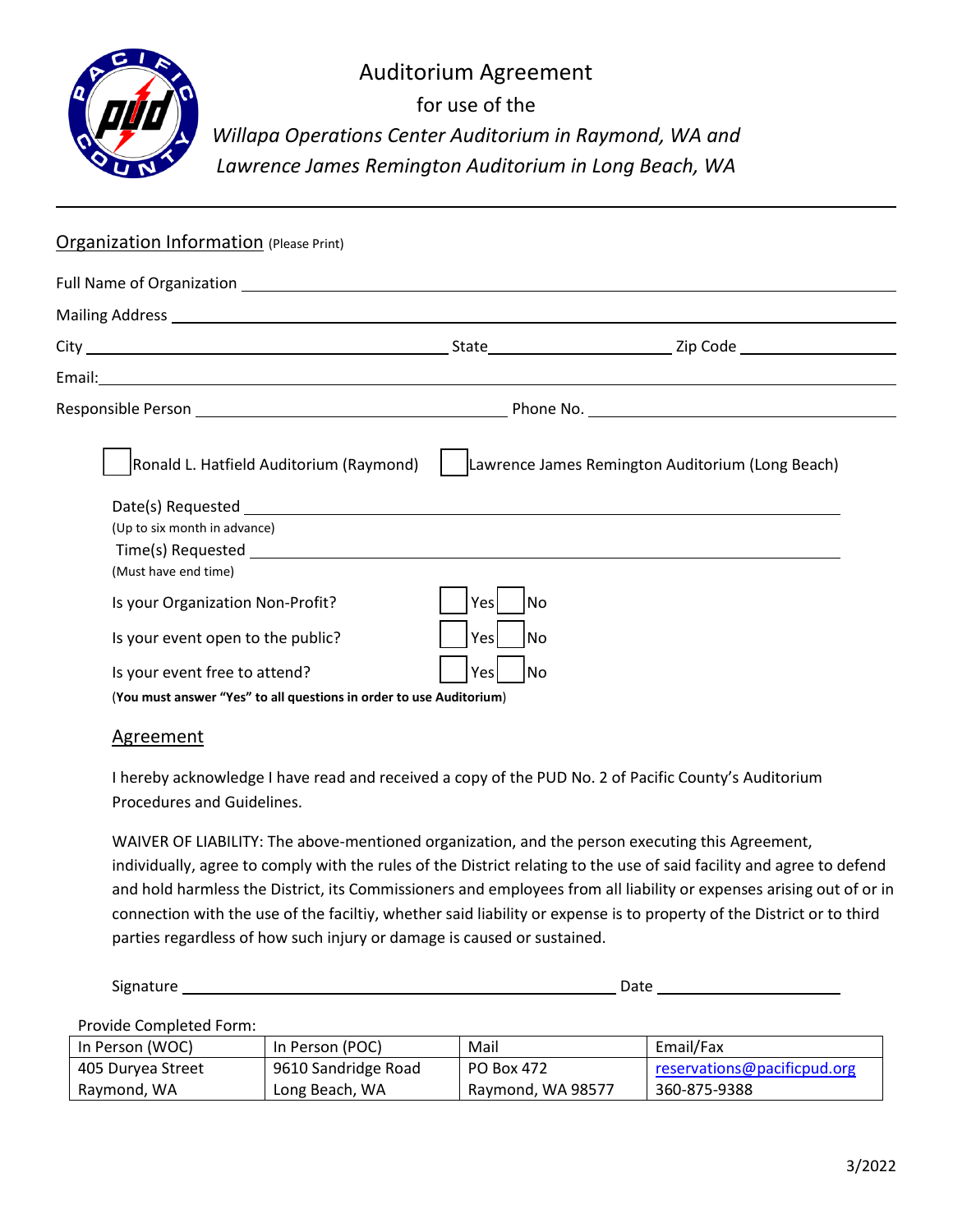# Auditorium Agreement

for use of the

*Willapa Operations Center Auditorium in Raymond, WA and*
*Lawrence James Remington Auditorium in Long Beach, WA*

---

## Organization Information (Please Print)

Full Name of Organization ____________________________________________

Mailing Address ____________________________________________

City ______________________ State ______________ Zip Code ____________

Email: ____________________________________________

Responsible Person ______________________ Phone No. ______________________

☐ Ronald L. Hatfield Auditorium (Raymond) ☐ Lawrence James Remington Auditorium (Long Beach)

Date(s) Requested ____________________________________________
(Up to six month in advance)

Time(s) Requested ____________________________________________
(Must have end time)

Is your Organization Non-Profit? ☐ Yes ☐ No

Is your event open to the public? ☐ Yes ☐ No

Is your event free to attend? ☐ Yes ☐ No

(**You must answer "Yes" to all questions in order to use Auditorium**)

## Agreement

I hereby acknowledge I have read and received a copy of the PUD No. 2 of Pacific County's Auditorium Procedures and Guidelines.

WAIVER OF LIABILITY: The above-mentioned organization, and the person executing this Agreement, individually, agree to comply with the rules of the District relating to the use of said facility and agree to defend and hold harmless the District, its Commissioners and employees from all liability or expenses arising out of or in connection with the use of the faciltiy, whether said liability or expense is to property of the District or to third parties regardless of how such injury or damage is caused or sustained.

Signature ____________________________________ Date ______________

Provide Completed Form:

| In Person (WOC) | In Person (POC) | Mail | Email/Fax |
|---|---|---|---|
| 405 Duryea Street | 9610 Sandridge Road | PO Box 472 | reservations@pacificpud.org |
| Raymond, WA | Long Beach, WA | Raymond, WA 98577 | 360-875-9388 |

3/2022